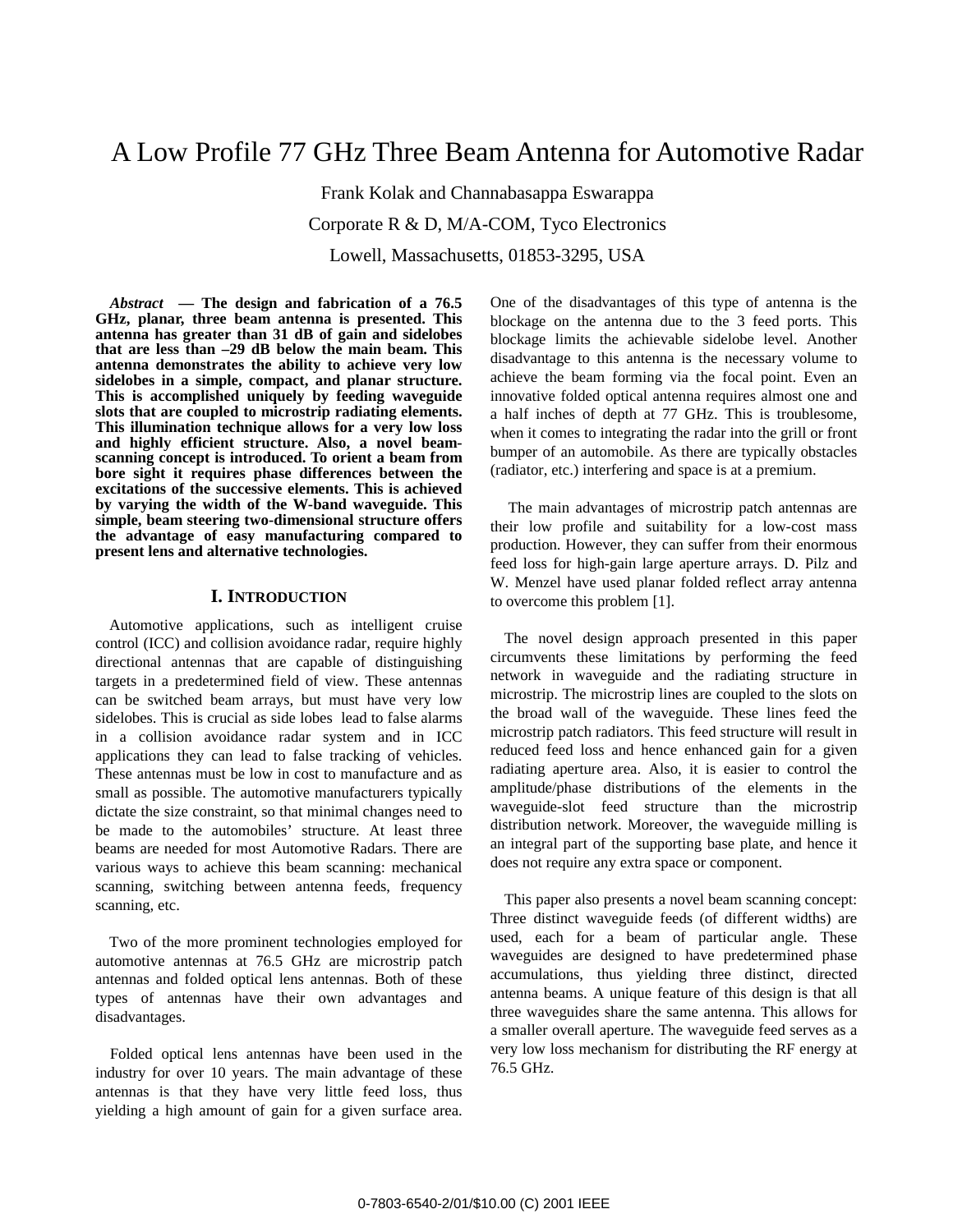# A Low Profile 77 GHz Three Beam Antenna for Automotive Radar

Frank Kolak and Channabasappa Eswarappa

Corporate R & D, M/A-COM, Tyco Electronics

Lowell, Massachusetts, 01853-3295, USA

***Abstract* — The design and fabrication of a 76.5 GHz, planar, three beam antenna is presented. This antenna has greater than 31 dB of gain and sidelobes that are less than –29 dB below the main beam. This antenna demonstrates the ability to achieve very low sidelobes in a simple, compact, and planar structure. This is accomplished uniquely by feeding waveguide slots that are coupled to microstrip radiating elements. This illumination technique allows for a very low loss and highly efficient structure. Also, a novel beam-scanning concept is introduced. To orient a beam from bore sight it requires phase differences between the excitations of the successive elements. This is achieved by varying the width of the W-band waveguide. This simple, beam steering two-dimensional structure offers the advantage of easy manufacturing compared to present lens and alternative technologies.**

## I. INTRODUCTION

Automotive applications, such as intelligent cruise control (ICC) and collision avoidance radar, require highly directional antennas that are capable of distinguishing targets in a predetermined field of view. These antennas can be switched beam arrays, but must have very low sidelobes. This is crucial as side lobes lead to false alarms in a collision avoidance radar system and in ICC applications they can lead to false tracking of vehicles. These antennas must be low in cost to manufacture and as small as possible. The automotive manufacturers typically dictate the size constraint, so that minimal changes need to be made to the automobiles' structure. At least three beams are needed for most Automotive Radars. There are various ways to achieve this beam scanning: mechanical scanning, switching between antenna feeds, frequency scanning, etc.

Two of the more prominent technologies employed for automotive antennas at 76.5 GHz are microstrip patch antennas and folded optical lens antennas. Both of these types of antennas have their own advantages and disadvantages.

Folded optical lens antennas have been used in the industry for over 10 years. The main advantage of these antennas is that they have very little feed loss, thus yielding a high amount of gain for a given surface area. One of the disadvantages of this type of antenna is the blockage on the antenna due to the 3 feed ports. This blockage limits the achievable sidelobe level. Another disadvantage to this antenna is the necessary volume to achieve the beam forming via the focal point. Even an innovative folded optical antenna requires almost one and a half inches of depth at 77 GHz. This is troublesome, when it comes to integrating the radar into the grill or front bumper of an automobile. As there are typically obstacles (radiator, etc.) interfering and space is at a premium.

The main advantages of microstrip patch antennas are their low profile and suitability for a low-cost mass production. However, they can suffer from their enormous feed loss for high-gain large aperture arrays. D. Pilz and W. Menzel have used planar folded reflect array antenna to overcome this problem [1].

The novel design approach presented in this paper circumvents these limitations by performing the feed network in waveguide and the radiating structure in microstrip. The microstrip lines are coupled to the slots on the broad wall of the waveguide. These lines feed the microstrip patch radiators. This feed structure will result in reduced feed loss and hence enhanced gain for a given radiating aperture area. Also, it is easier to control the amplitude/phase distributions of the elements in the waveguide-slot feed structure than the microstrip distribution network. Moreover, the waveguide milling is an integral part of the supporting base plate, and hence it does not require any extra space or component.

This paper also presents a novel beam scanning concept: Three distinct waveguide feeds (of different widths) are used, each for a beam of particular angle. These waveguides are designed to have predetermined phase accumulations, thus yielding three distinct, directed antenna beams. A unique feature of this design is that all three waveguides share the same antenna. This allows for a smaller overall aperture. The waveguide feed serves as a very low loss mechanism for distributing the RF energy at 76.5 GHz.

0-7803-6540-2/01/$10.00 (C) 2001 IEEE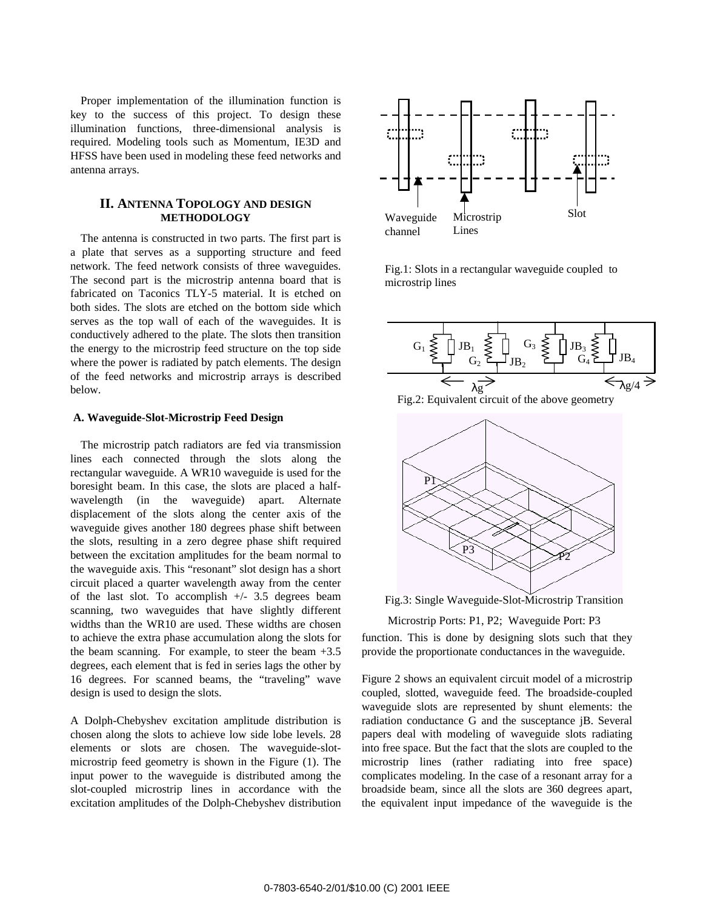Proper implementation of the illumination function is key to the success of this project. To design these illumination functions, three-dimensional analysis is required. Modeling tools such as Momentum, IE3D and HFSS have been used in modeling these feed networks and antenna arrays.

## II. Antenna Topology and Design Methodology

The antenna is constructed in two parts. The first part is a plate that serves as a supporting structure and feed network. The feed network consists of three waveguides. The second part is the microstrip antenna board that is fabricated on Taconics TLY-5 material. It is etched on both sides. The slots are etched on the bottom side which serves as the top wall of each of the waveguides. It is conductively adhered to the plate. The slots then transition the energy to the microstrip feed structure on the top side where the power is radiated by patch elements. The design of the feed networks and microstrip arrays is described below.

### A. Waveguide-Slot-Microstrip Feed Design

The microstrip patch radiators are fed via transmission lines each connected through the slots along the rectangular waveguide. A WR10 waveguide is used for the boresight beam. In this case, the slots are placed a half-wavelength (in the waveguide) apart. Alternate displacement of the slots along the center axis of the waveguide gives another 180 degrees phase shift between the slots, resulting in a zero degree phase shift required between the excitation amplitudes for the beam normal to the waveguide axis. This "resonant" slot design has a short circuit placed a quarter wavelength away from the center of the last slot. To accomplish +/- 3.5 degrees beam scanning, two waveguides that have slightly different widths than the WR10 are used. These widths are chosen to achieve the extra phase accumulation along the slots for the beam scanning. For example, to steer the beam +3.5 degrees, each element that is fed in series lags the other by 16 degrees. For scanned beams, the "traveling" wave design is used to design the slots.

A Dolph-Chebyshev excitation amplitude distribution is chosen along the slots to achieve low side lobe levels. 28 elements or slots are chosen. The waveguide-slot-microstrip feed geometry is shown in the Figure (1). The input power to the waveguide is distributed among the slot-coupled microstrip lines in accordance with the excitation amplitudes of the Dolph-Chebyshev distribution function. This is done by designing slots such that they provide the proportionate conductances in the waveguide.

Waveguide channel | Microstrip Lines | Slot

Fig.1: Slots in a rectangular waveguide coupled to microstrip lines

$G_1$ $JB_1$ $G_2$ $JB_2$ $G_3$ $JB_3$ $G_4$ $JB_4$ $\lambda g$ $\lambda g/4$

Fig.2: Equivalent circuit of the above geometry

P1 P2 P3

Fig.3: Single Waveguide-Slot-Microstrip Transition

Microstrip Ports: P1, P2; Waveguide Port: P3

Figure 2 shows an equivalent circuit model of a microstrip coupled, slotted, waveguide feed. The broadside-coupled waveguide slots are represented by shunt elements: the radiation conductance G and the susceptance jB. Several papers deal with modeling of waveguide slots radiating into free space. But the fact that the slots are coupled to the microstrip lines (rather radiating into free space) complicates modeling. In the case of a resonant array for a broadside beam, since all the slots are 360 degrees apart, the equivalent input impedance of the waveguide is the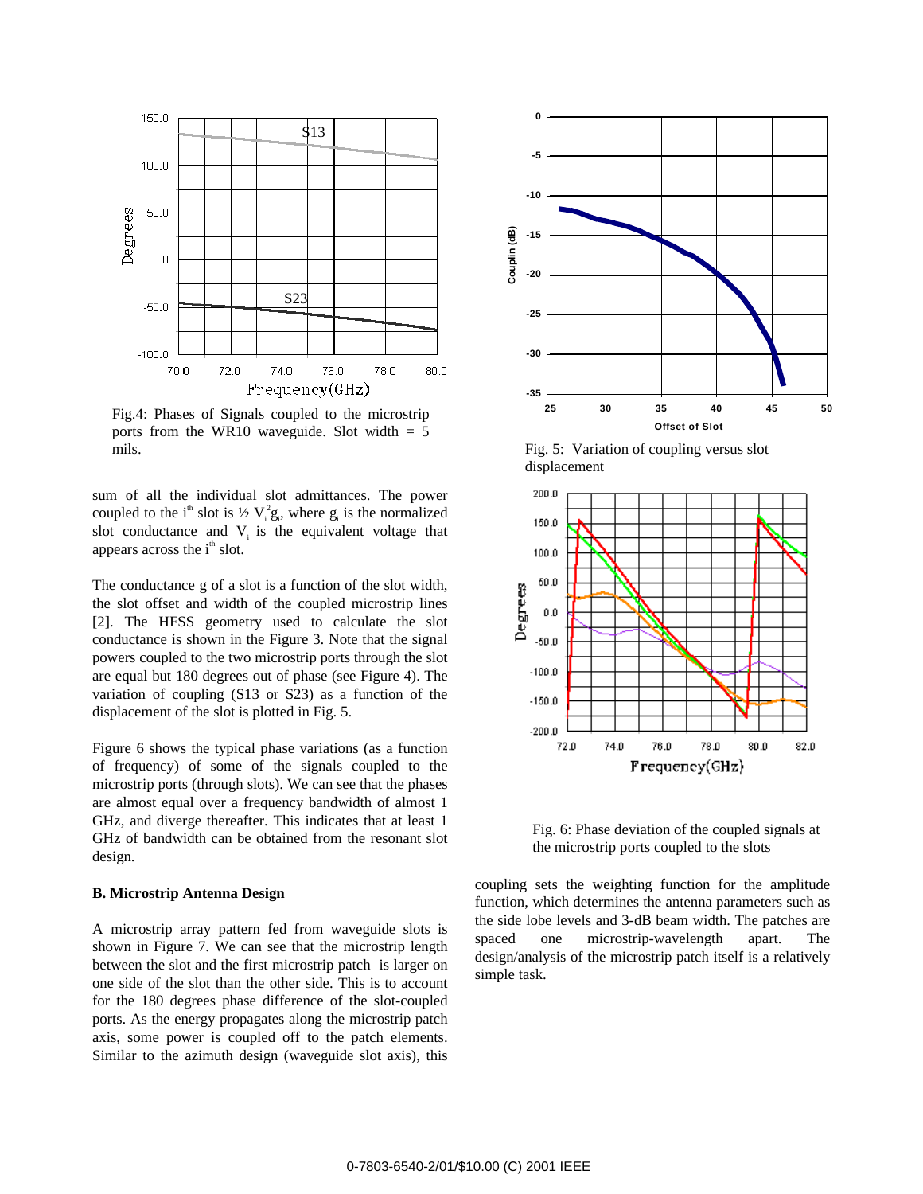Fig.4: Phases of Signals coupled to the microstrip ports from the WR10 waveguide. Slot width = 5 mils.

sum of all the individual slot admittances. The power coupled to the $i^{th}$ slot is ½ $V_i^2 g_i$, where $g_i$ is the normalized slot conductance and $V_i$ is the equivalent voltage that appears across the $i^{th}$ slot.

The conductance g of a slot is a function of the slot width, the slot offset and width of the coupled microstrip lines [2]. The HFSS geometry used to calculate the slot conductance is shown in the Figure 3. Note that the signal powers coupled to the two microstrip ports through the slot are equal but 180 degrees out of phase (see Figure 4). The variation of coupling (S13 or S23) as a function of the displacement of the slot is plotted in Fig. 5.

Figure 6 shows the typical phase variations (as a function of frequency) of some of the signals coupled to the microstrip ports (through slots). We can see that the phases are almost equal over a frequency bandwidth of almost 1 GHz, and diverge thereafter. This indicates that at least 1 GHz of bandwidth can be obtained from the resonant slot design.

**B. Microstrip Antenna Design**

A microstrip array pattern fed from waveguide slots is shown in Figure 7. We can see that the microstrip length between the slot and the first microstrip patch is larger on one side of the slot than the other side. This is to account for the 180 degrees phase difference of the slot-coupled ports. As the energy propagates along the microstrip patch axis, some power is coupled off to the patch elements. Similar to the azimuth design (waveguide slot axis), this coupling sets the weighting function for the amplitude function, which determines the antenna parameters such as the side lobe levels and 3-dB beam width. The patches are spaced one microstrip-wavelength apart. The design/analysis of the microstrip patch itself is a relatively simple task.

Fig. 5: Variation of coupling versus slot displacement

Fig. 6: Phase deviation of the coupled signals at the microstrip ports coupled to the slots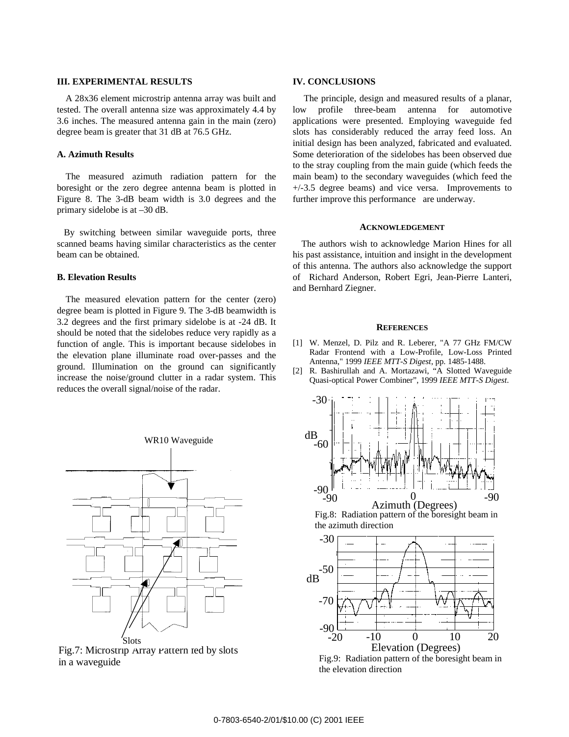### III. EXPERIMENTAL RESULTS

A 28x36 element microstrip antenna array was built and tested. The overall antenna size was approximately 4.4 by 3.6 inches. The measured antenna gain in the main (zero) degree beam is greater that 31 dB at 76.5 GHz.

#### A. Azimuth Results

The measured azimuth radiation pattern for the boresight or the zero degree antenna beam is plotted in Figure 8. The 3-dB beam width is 3.0 degrees and the primary sidelobe is at –30 dB.

By switching between similar waveguide ports, three scanned beams having similar characteristics as the center beam can be obtained.

#### B. Elevation Results

The measured elevation pattern for the center (zero) degree beam is plotted in Figure 9. The 3-dB beamwidth is 3.2 degrees and the first primary sidelobe is at -24 dB. It should be noted that the sidelobes reduce very rapidly as a function of angle. This is important because sidelobes in the elevation plane illuminate road over-passes and the ground. Illumination on the ground can significantly increase the noise/ground clutter in a radar system. This reduces the overall signal/noise of the radar.

WR10 Waveguide

Slots

Fig.7: Microstrip Array Pattern fed by slots in a waveguide

### IV. CONCLUSIONS

The principle, design and measured results of a planar, low profile three-beam antenna for automotive applications were presented. Employing waveguide fed slots has considerably reduced the array feed loss. An initial design has been analyzed, fabricated and evaluated. Some deterioration of the sidelobes has been observed due to the stray coupling from the main guide (which feeds the main beam) to the secondary waveguides (which feed the +/-3.5 degree beams) and vice versa. Improvements to further improve this performance are underway.

### ACKNOWLEDGEMENT

The authors wish to acknowledge Marion Hines for all his past assistance, intuition and insight in the development of this antenna. The authors also acknowledge the support of Richard Anderson, Robert Egri, Jean-Pierre Lanteri, and Bernhard Ziegner.

### REFERENCES

[1] W. Menzel, D. Pilz and R. Leberer, "A 77 GHz FM/CW Radar Frontend with a Low-Profile, Low-Loss Printed Antenna," 1999 *IEEE MTT-S Digest*, pp. 1485-1488.

[2] R. Bashirullah and A. Mortazawi, "A Slotted Waveguide Quasi-optical Power Combiner", 1999 *IEEE MTT-S Digest*.

-30
dB
-60
-90
-90
0
-90
Azimuth (Degrees)

Fig.8: Radiation pattern of the boresight beam in the azimuth direction

-30
-50
dB
-70
-90
-20
-10
0
10
20
Elevation (Degrees)

Fig.9: Radiation pattern of the boresight beam in the elevation direction